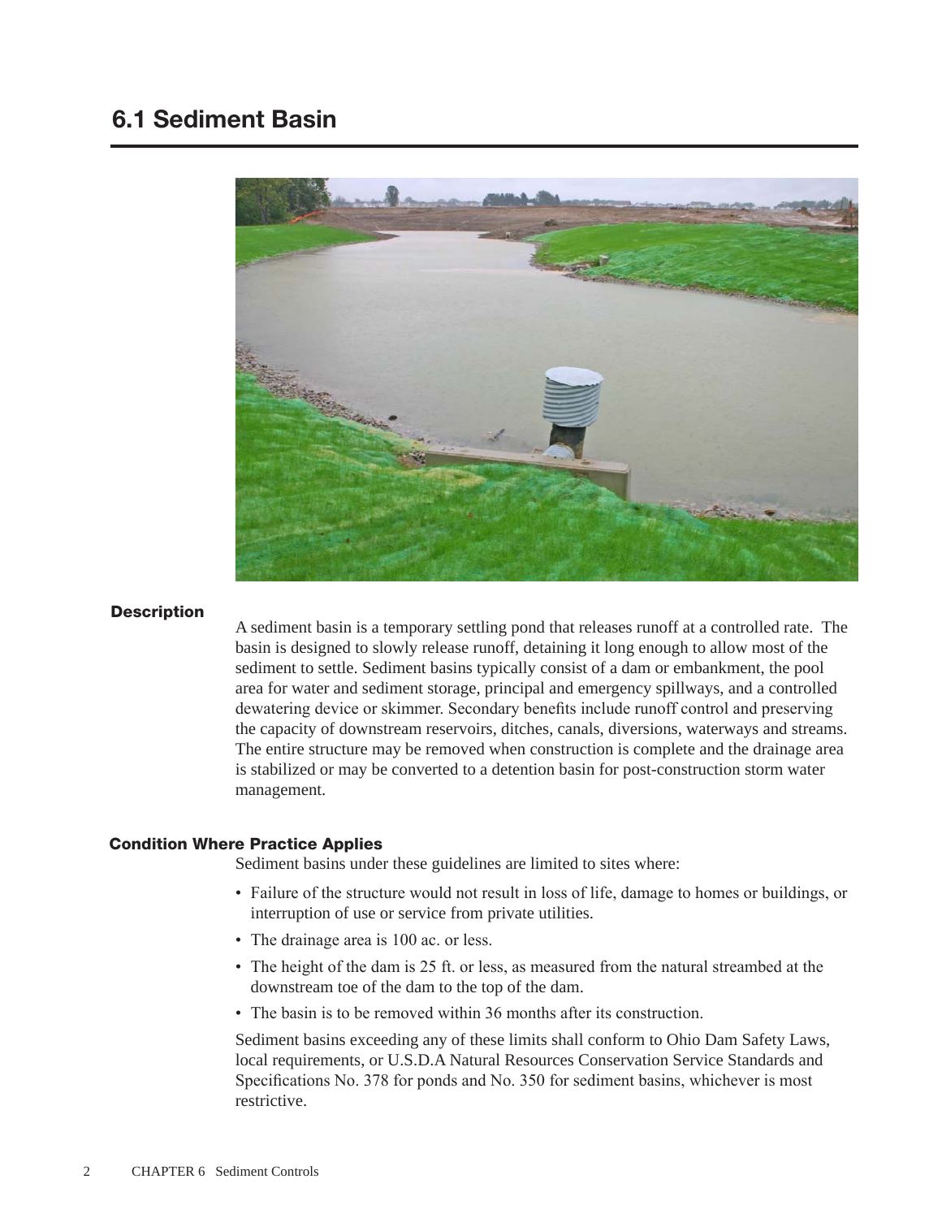# 6.1 Sediment Basin

## Description

A sediment basin is a temporary settling pond that releases runoff at a controlled rate. The basin is designed to slowly release runoff, detaining it long enough to allow most of the sediment to settle. Sediment basins typically consist of a dam or embankment, the pool area for water and sediment storage, principal and emergency spillways, and a controlled dewatering device or skimmer. Secondary benefits include runoff control and preserving the capacity of downstream reservoirs, ditches, canals, diversions, waterways and streams. The entire structure may be removed when construction is complete and the drainage area is stabilized or may be converted to a detention basin for post-construction storm water management.

## Condition Where Practice Applies

Sediment basins under these guidelines are limited to sites where:

- Failure of the structure would not result in loss of life, damage to homes or buildings, or interruption of use or service from private utilities.
- The drainage area is 100 ac. or less.
- The height of the dam is 25 ft. or less, as measured from the natural streambed at the downstream toe of the dam to the top of the dam.
- The basin is to be removed within 36 months after its construction.

Sediment basins exceeding any of these limits shall conform to Ohio Dam Safety Laws, local requirements, or U.S.D.A Natural Resources Conservation Service Standards and Specifications No. 378 for ponds and No. 350 for sediment basins, whichever is most restrictive.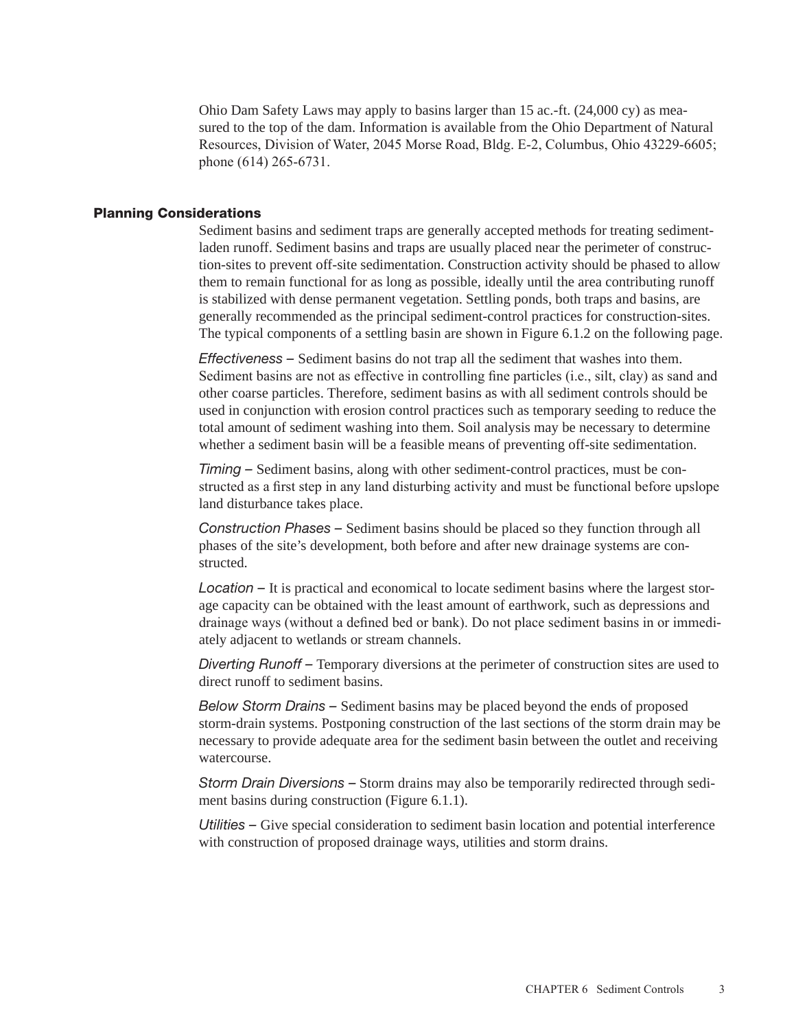Ohio Dam Safety Laws may apply to basins larger than 15 ac.-ft. (24,000 cy) as measured to the top of the dam. Information is available from the Ohio Department of Natural Resources, Division of Water, 2045 Morse Road, Bldg. E-2, Columbus, Ohio 43229-6605; phone (614) 265-6731.

## Planning Considerations

Sediment basins and sediment traps are generally accepted methods for treating sediment-laden runoff. Sediment basins and traps are usually placed near the perimeter of construction-sites to prevent off-site sedimentation. Construction activity should be phased to allow them to remain functional for as long as possible, ideally until the area contributing runoff is stabilized with dense permanent vegetation. Settling ponds, both traps and basins, are generally recommended as the principal sediment-control practices for construction-sites. The typical components of a settling basin are shown in Figure 6.1.2 on the following page.

*Effectiveness* – Sediment basins do not trap all the sediment that washes into them. Sediment basins are not as effective in controlling fine particles (i.e., silt, clay) as sand and other coarse particles. Therefore, sediment basins as with all sediment controls should be used in conjunction with erosion control practices such as temporary seeding to reduce the total amount of sediment washing into them. Soil analysis may be necessary to determine whether a sediment basin will be a feasible means of preventing off-site sedimentation.

*Timing* – Sediment basins, along with other sediment-control practices, must be constructed as a first step in any land disturbing activity and must be functional before upslope land disturbance takes place.

*Construction Phases* – Sediment basins should be placed so they function through all phases of the site's development, both before and after new drainage systems are constructed.

*Location* – It is practical and economical to locate sediment basins where the largest storage capacity can be obtained with the least amount of earthwork, such as depressions and drainage ways (without a defined bed or bank). Do not place sediment basins in or immediately adjacent to wetlands or stream channels.

*Diverting Runoff* – Temporary diversions at the perimeter of construction sites are used to direct runoff to sediment basins.

*Below Storm Drains* – Sediment basins may be placed beyond the ends of proposed storm-drain systems. Postponing construction of the last sections of the storm drain may be necessary to provide adequate area for the sediment basin between the outlet and receiving watercourse.

*Storm Drain Diversions* – Storm drains may also be temporarily redirected through sediment basins during construction (Figure 6.1.1).

*Utilities* – Give special consideration to sediment basin location and potential interference with construction of proposed drainage ways, utilities and storm drains.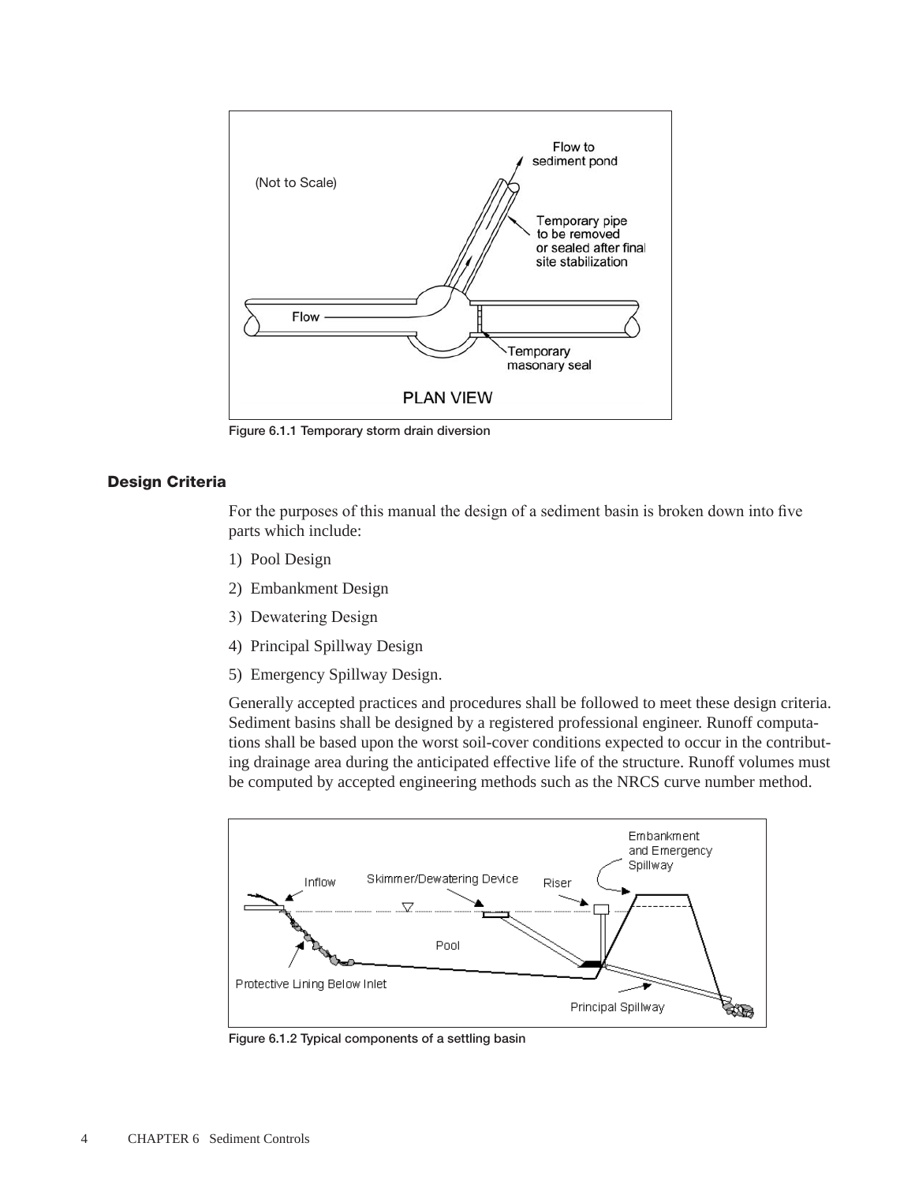Figure 6.1.1 Temporary storm drain diversion

## Design Criteria

For the purposes of this manual the design of a sediment basin is broken down into five parts which include:

1) Pool Design
2) Embankment Design
3) Dewatering Design
4) Principal Spillway Design
5) Emergency Spillway Design.

Generally accepted practices and procedures shall be followed to meet these design criteria. Sediment basins shall be designed by a registered professional engineer. Runoff computations shall be based upon the worst soil-cover conditions expected to occur in the contributing drainage area during the anticipated effective life of the structure. Runoff volumes must be computed by accepted engineering methods such as the NRCS curve number method.

Figure 6.1.2 Typical components of a settling basin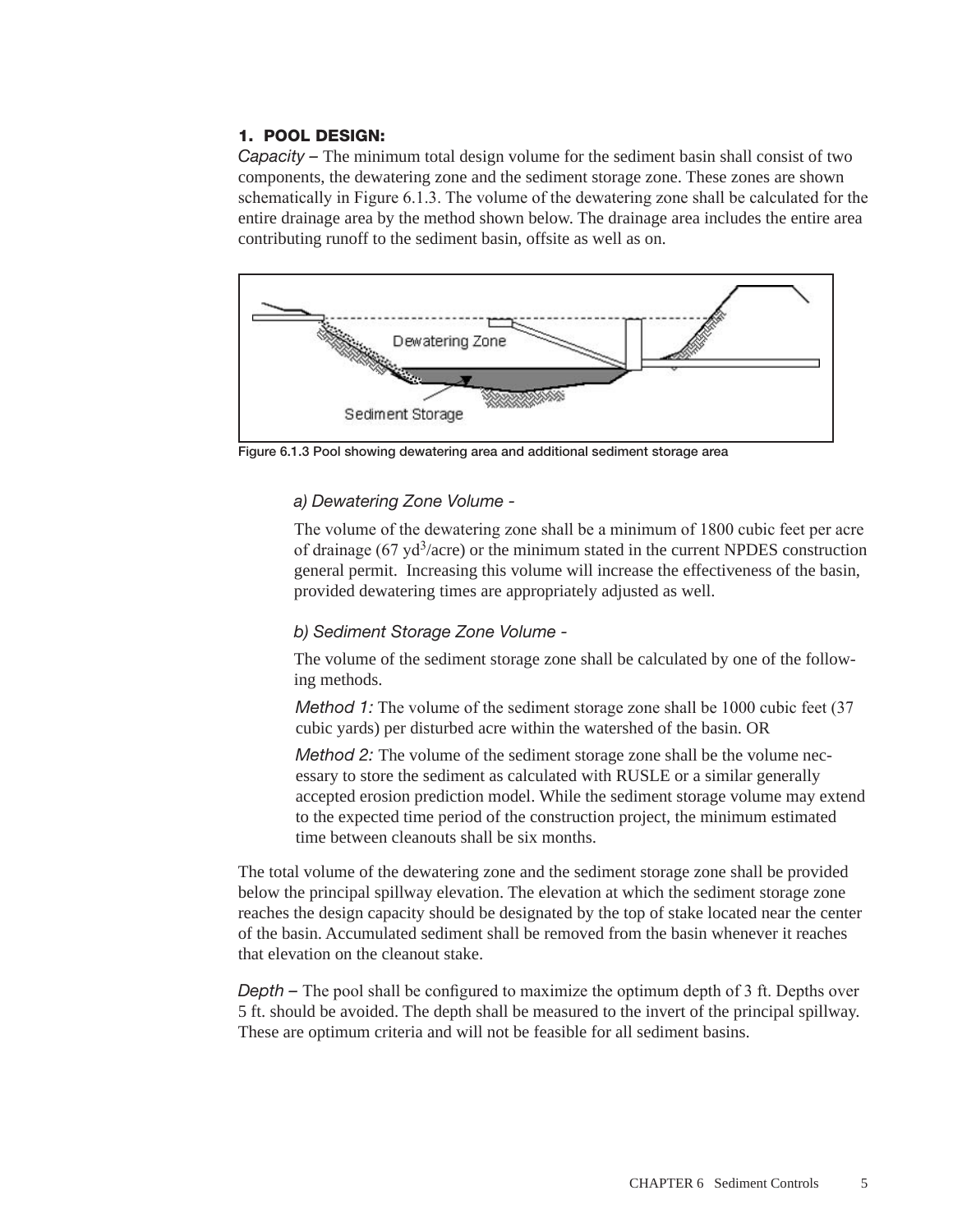### 1. POOL DESIGN:

*Capacity –* The minimum total design volume for the sediment basin shall consist of two components, the dewatering zone and the sediment storage zone. These zones are shown schematically in Figure 6.1.3. The volume of the dewatering zone shall be calculated for the entire drainage area by the method shown below. The drainage area includes the entire area contributing runoff to the sediment basin, offsite as well as on.

Figure 6.1.3 Pool showing dewatering area and additional sediment storage area

*a) Dewatering Zone Volume -*

The volume of the dewatering zone shall be a minimum of 1800 cubic feet per acre of drainage (67 $yd^3$/acre) or the minimum stated in the current NPDES construction general permit. Increasing this volume will increase the effectiveness of the basin, provided dewatering times are appropriately adjusted as well.

*b) Sediment Storage Zone Volume -*

The volume of the sediment storage zone shall be calculated by one of the following methods.

*Method 1:* The volume of the sediment storage zone shall be 1000 cubic feet (37 cubic yards) per disturbed acre within the watershed of the basin. OR

*Method 2:* The volume of the sediment storage zone shall be the volume necessary to store the sediment as calculated with RUSLE or a similar generally accepted erosion prediction model. While the sediment storage volume may extend to the expected time period of the construction project, the minimum estimated time between cleanouts shall be six months.

The total volume of the dewatering zone and the sediment storage zone shall be provided below the principal spillway elevation. The elevation at which the sediment storage zone reaches the design capacity should be designated by the top of stake located near the center of the basin. Accumulated sediment shall be removed from the basin whenever it reaches that elevation on the cleanout stake.

*Depth –* The pool shall be configured to maximize the optimum depth of 3 ft. Depths over 5 ft. should be avoided. The depth shall be measured to the invert of the principal spillway. These are optimum criteria and will not be feasible for all sediment basins.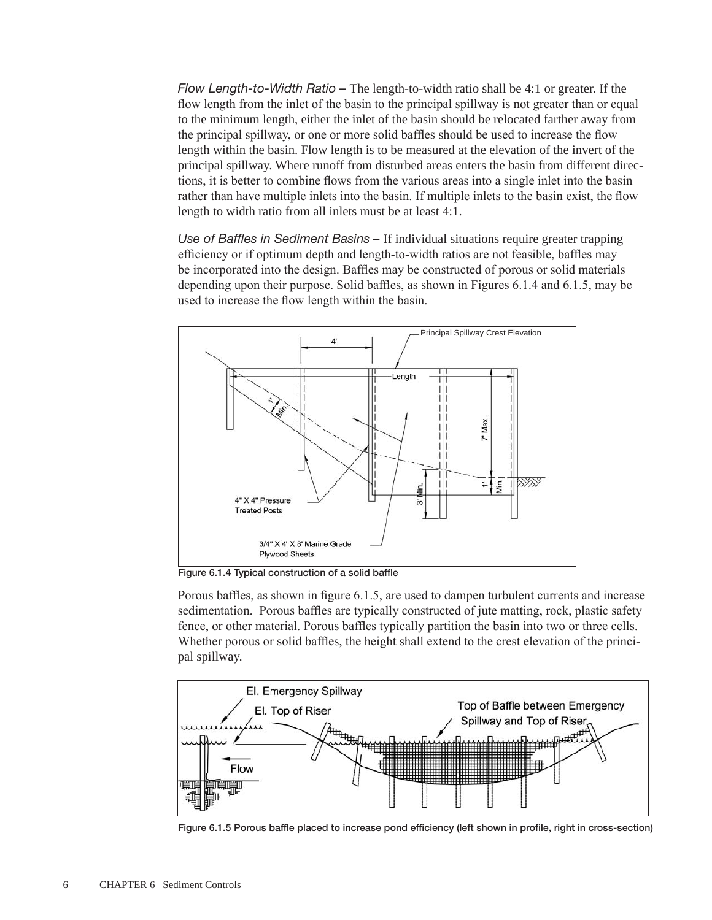*Flow Length-to-Width Ratio* – The length-to-width ratio shall be 4:1 or greater. If the flow length from the inlet of the basin to the principal spillway is not greater than or equal to the minimum length, either the inlet of the basin should be relocated farther away from the principal spillway, or one or more solid baffles should be used to increase the flow length within the basin. Flow length is to be measured at the elevation of the invert of the principal spillway. Where runoff from disturbed areas enters the basin from different directions, it is better to combine flows from the various areas into a single inlet into the basin rather than have multiple inlets into the basin. If multiple inlets to the basin exist, the flow length to width ratio from all inlets must be at least 4:1.

*Use of Baffles in Sediment Basins* – If individual situations require greater trapping efficiency or if optimum depth and length-to-width ratios are not feasible, baffles may be incorporated into the design. Baffles may be constructed of porous or solid materials depending upon their purpose. Solid baffles, as shown in Figures 6.1.4 and 6.1.5, may be used to increase the flow length within the basin.

**Figure 6.1.4 Typical construction of a solid baffle**

Porous baffles, as shown in figure 6.1.5, are used to dampen turbulent currents and increase sedimentation. Porous baffles are typically constructed of jute matting, rock, plastic safety fence, or other material. Porous baffles typically partition the basin into two or three cells. Whether porous or solid baffles, the height shall extend to the crest elevation of the principal spillway.

**Figure 6.1.5 Porous baffle placed to increase pond efficiency (left shown in profile, right in cross-section)**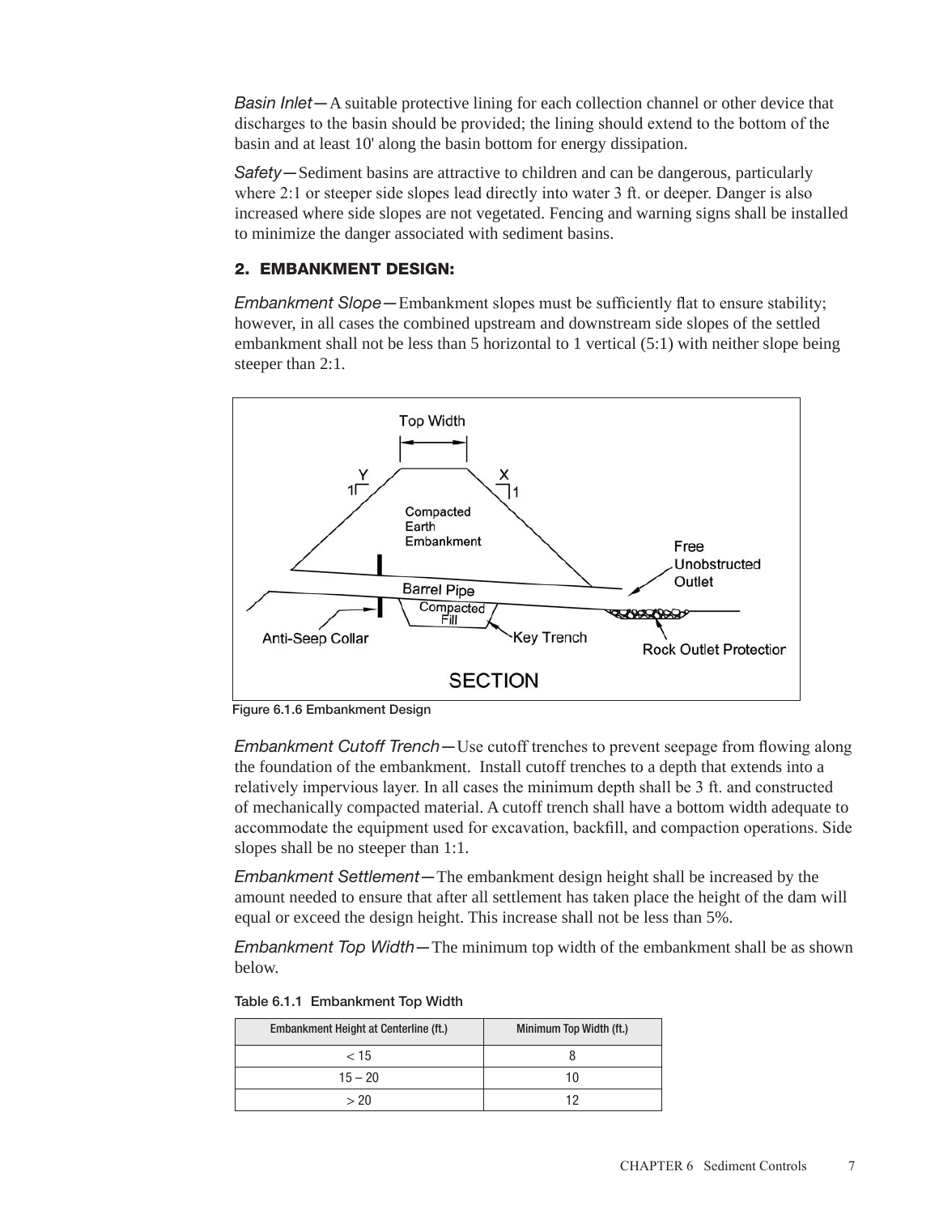*Basin Inlet*—A suitable protective lining for each collection channel or other device that discharges to the basin should be provided; the lining should extend to the bottom of the basin and at least 10' along the basin bottom for energy dissipation.

*Safety*—Sediment basins are attractive to children and can be dangerous, particularly where 2:1 or steeper side slopes lead directly into water 3 ft. or deeper. Danger is also increased where side slopes are not vegetated. Fencing and warning signs shall be installed to minimize the danger associated with sediment basins.

### 2. EMBANKMENT DESIGN:

*Embankment Slope*—Embankment slopes must be sufficiently flat to ensure stability; however, in all cases the combined upstream and downstream side slopes of the settled embankment shall not be less than 5 horizontal to 1 vertical (5:1) with neither slope being steeper than 2:1.

Figure 6.1.6 Embankment Design

*Embankment Cutoff Trench*—Use cutoff trenches to prevent seepage from flowing along the foundation of the embankment. Install cutoff trenches to a depth that extends into a relatively impervious layer. In all cases the minimum depth shall be 3 ft. and constructed of mechanically compacted material. A cutoff trench shall have a bottom width adequate to accommodate the equipment used for excavation, backfill, and compaction operations. Side slopes shall be no steeper than 1:1.

*Embankment Settlement*—The embankment design height shall be increased by the amount needed to ensure that after all settlement has taken place the height of the dam will equal or exceed the design height. This increase shall not be less than 5%.

*Embankment Top Width*—The minimum top width of the embankment shall be as shown below.

Table 6.1.1 Embankment Top Width

| Embankment Height at Centerline (ft.) | Minimum Top Width (ft.) |
|---|---|
| < 15 | 8 |
| 15 – 20 | 10 |
| > 20 | 12 |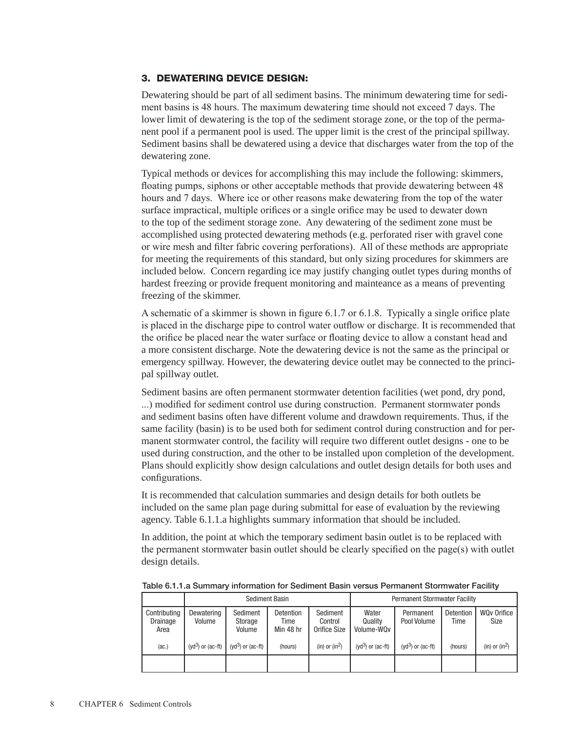### 3. DEWATERING DEVICE DESIGN:

Dewatering should be part of all sediment basins. The minimum dewatering time for sediment basins is 48 hours. The maximum dewatering time should not exceed 7 days. The lower limit of dewatering is the top of the sediment storage zone, or the top of the permanent pool if a permanent pool is used. The upper limit is the crest of the principal spillway. Sediment basins shall be dewatered using a device that discharges water from the top of the dewatering zone.

Typical methods or devices for accomplishing this may include the following: skimmers, floating pumps, siphons or other acceptable methods that provide dewatering between 48 hours and 7 days. Where ice or other reasons make dewatering from the top of the water surface impractical, multiple orifices or a single orifice may be used to dewater down to the top of the sediment storage zone. Any dewatering of the sediment zone must be accomplished using protected dewatering methods (e.g. perforated riser with gravel cone or wire mesh and filter fabric covering perforations). All of these methods are appropriate for meeting the requirements of this standard, but only sizing procedures for skimmers are included below. Concern regarding ice may justify changing outlet types during months of hardest freezing or provide frequent monitoring and mainteance as a means of preventing freezing of the skimmer.

A schematic of a skimmer is shown in figure 6.1.7 or 6.1.8. Typically a single orifice plate is placed in the discharge pipe to control water outflow or discharge. It is recommended that the orifice be placed near the water surface or floating device to allow a constant head and a more consistent discharge. Note the dewatering device is not the same as the principal or emergency spillway. However, the dewatering device outlet may be connected to the principal spillway outlet.

Sediment basins are often permanent stormwater detention facilities (wet pond, dry pond, ...) modified for sediment control use during construction. Permanent stormwater ponds and sediment basins often have different volume and drawdown requirements. Thus, if the same facility (basin) is to be used both for sediment control during construction and for permanent stormwater control, the facility will require two different outlet designs - one to be used during construction, and the other to be installed upon completion of the development. Plans should explicitly show design calculations and outlet design details for both uses and configurations.

It is recommended that calculation summaries and design details for both outlets be included on the same plan page during submittal for ease of evaluation by the reviewing agency. Table 6.1.1.a highlights summary information that should be included.

In addition, the point at which the temporary sediment basin outlet is to be replaced with the permanent stormwater basin outlet should be clearly specified on the page(s) with outlet design details.

Table 6.1.1.a Summary information for Sediment Basin versus Permanent Stormwater Facility

| | Sediment Basin | | | | Permanent Stormwater Facility | | | |
|---|---|---|---|---|---|---|---|---|
| Contributing Drainage Area | Dewatering Volume | Sediment Storage Volume | Detention Time Min 48 hr | Sediment Control Orifice Size | Water Quality Volume-WQv | Permanent Pool Volume | Detention Time | WQv Orifice Size |
| (ac.) | ($yd^3$) or (ac-ft) | ($yd^3$) or (ac-ft) | (hours) | (in) or ($in^2$) | ($yd^3$) or (ac-ft) | ($yd^3$) or (ac-ft) | (hours) | (in) or ($in^2$) |
| | | | | | | | | |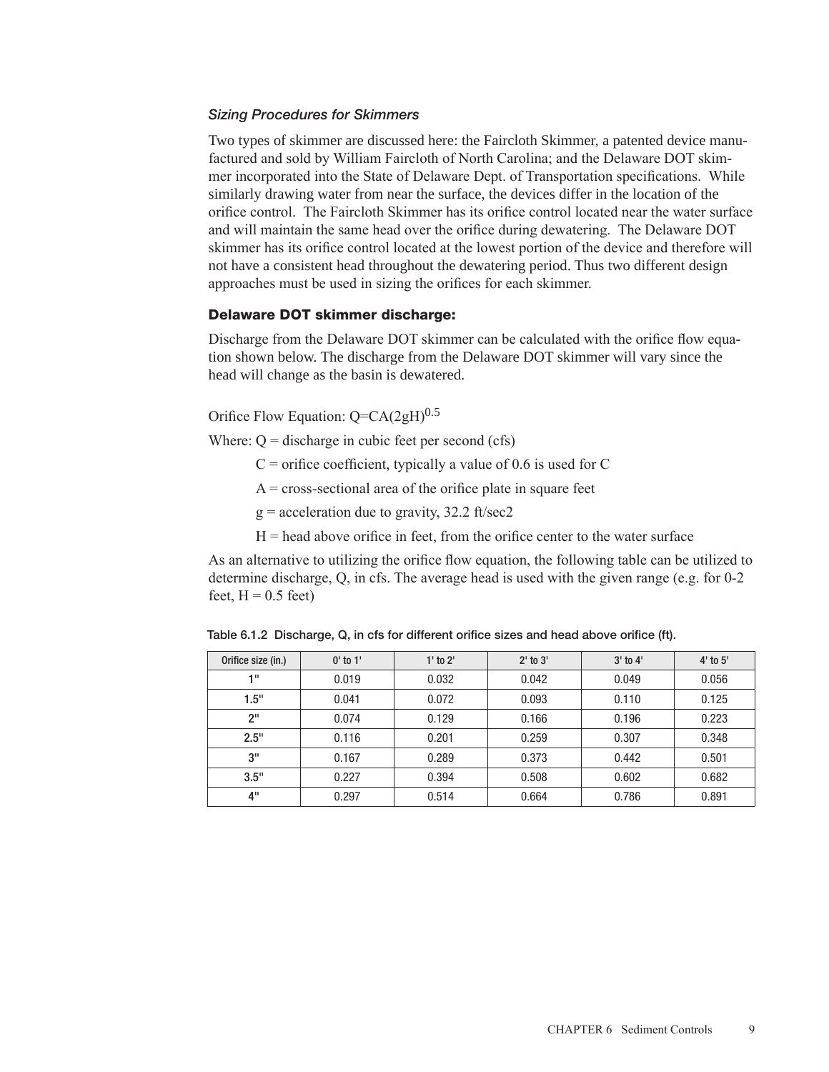*Sizing Procedures for Skimmers*

Two types of skimmer are discussed here: the Faircloth Skimmer, a patented device manufactured and sold by William Faircloth of North Carolina; and the Delaware DOT skimmer incorporated into the State of Delaware Dept. of Transportation specifications. While similarly drawing water from near the surface, the devices differ in the location of the orifice control. The Faircloth Skimmer has its orifice control located near the water surface and will maintain the same head over the orifice during dewatering. The Delaware DOT skimmer has its orifice control located at the lowest portion of the device and therefore will not have a consistent head throughout the dewatering period. Thus two different design approaches must be used in sizing the orifices for each skimmer.

### Delaware DOT skimmer discharge:

Discharge from the Delaware DOT skimmer can be calculated with the orifice flow equation shown below. The discharge from the Delaware DOT skimmer will vary since the head will change as the basin is dewatered.

Orifice Flow Equation: $Q=CA(2gH)^{0.5}$

Where: $Q$ = discharge in cubic feet per second (cfs)

$C$ = orifice coefficient, typically a value of 0.6 is used for C

$A$ = cross-sectional area of the orifice plate in square feet

$g$ = acceleration due to gravity, 32.2 ft/sec2

$H$ = head above orifice in feet, from the orifice center to the water surface

As an alternative to utilizing the orifice flow equation, the following table can be utilized to determine discharge, Q, in cfs. The average head is used with the given range (e.g. for 0-2 feet, H = 0.5 feet)

Table 6.1.2 Discharge, Q, in cfs for different orifice sizes and head above orifice (ft).

| Orifice size (in.) | 0' to 1' | 1' to 2' | 2' to 3' | 3' to 4' | 4' to 5' |
|---|---|---|---|---|---|
| 1" | 0.019 | 0.032 | 0.042 | 0.049 | 0.056 |
| 1.5" | 0.041 | 0.072 | 0.093 | 0.110 | 0.125 |
| 2" | 0.074 | 0.129 | 0.166 | 0.196 | 0.223 |
| 2.5" | 0.116 | 0.201 | 0.259 | 0.307 | 0.348 |
| 3" | 0.167 | 0.289 | 0.373 | 0.442 | 0.501 |
| 3.5" | 0.227 | 0.394 | 0.508 | 0.602 | 0.682 |
| 4" | 0.297 | 0.514 | 0.664 | 0.786 | 0.891 |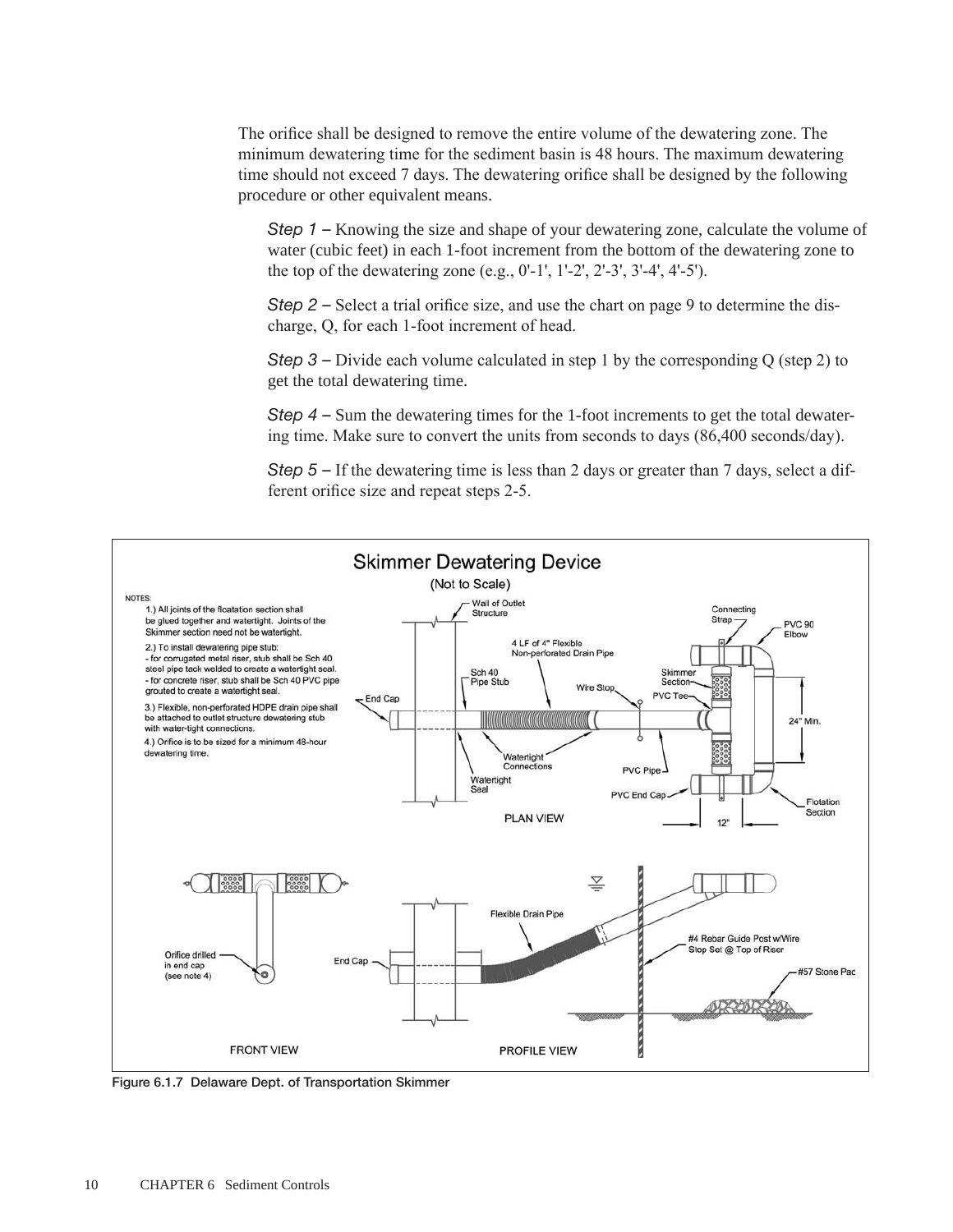The orifice shall be designed to remove the entire volume of the dewatering zone. The minimum dewatering time for the sediment basin is 48 hours. The maximum dewatering time should not exceed 7 days. The dewatering orifice shall be designed by the following procedure or other equivalent means.

*Step 1 –* Knowing the size and shape of your dewatering zone, calculate the volume of water (cubic feet) in each 1-foot increment from the bottom of the dewatering zone to the top of the dewatering zone (e.g., 0'-1', 1'-2', 2'-3', 3'-4', 4'-5').

*Step 2 –* Select a trial orifice size, and use the chart on page 9 to determine the discharge, Q, for each 1-foot increment of head.

*Step 3 –* Divide each volume calculated in step 1 by the corresponding Q (step 2) to get the total dewatering time.

*Step 4 –* Sum the dewatering times for the 1-foot increments to get the total dewatering time. Make sure to convert the units from seconds to days (86,400 seconds/day).

*Step 5 –* If the dewatering time is less than 2 days or greater than 7 days, select a different orifice size and repeat steps 2-5.

**Skimmer Dewatering Device**

(Not to Scale)

NOTES:

1.) All joints of the floatation section shall be glued together and watertight. Joints of the Skimmer section need not be watertight.

2.) To install dewatering pipe stub:
- for corrugated metal riser, stub shall be Sch 40 steel pipe tack welded to create a watertight seal.
- for concrete riser, stub shall be Sch 40 PVC pipe grouted to create a watertight seal.

3.) Flexible, non-perforated HDPE drain pipe shall be attached to outlet structure dewatering stub with water-tight connections.

4.) Orifice is to be sized for a minimum 48-hour dewatering time.

Figure 6.1.7 Delaware Dept. of Transportation Skimmer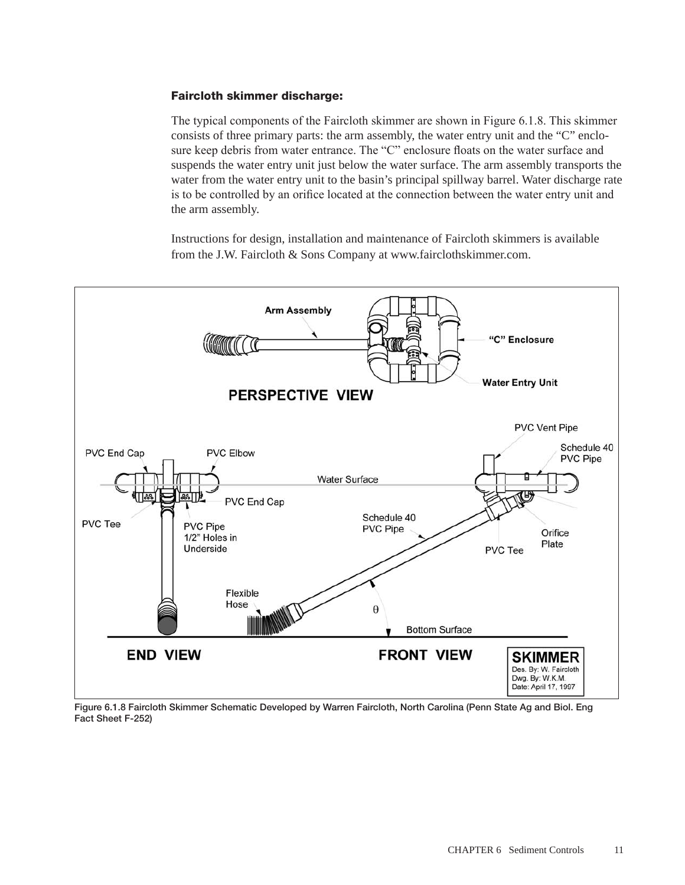### Faircloth skimmer discharge:

The typical components of the Faircloth skimmer are shown in Figure 6.1.8. This skimmer consists of three primary parts: the arm assembly, the water entry unit and the “C” enclosure keep debris from water entrance. The “C” enclosure floats on the water surface and suspends the water entry unit just below the water surface. The arm assembly transports the water from the water entry unit to the basin’s principal spillway barrel. Water discharge rate is to be controlled by an orifice located at the connection between the water entry unit and the arm assembly.

Instructions for design, installation and maintenance of Faircloth skimmers is available from the J.W. Faircloth & Sons Company at www.fairclothskimmer.com.

Figure 6.1.8 Faircloth Skimmer Schematic Developed by Warren Faircloth, North Carolina (Penn State Ag and Biol. Eng Fact Sheet F-252)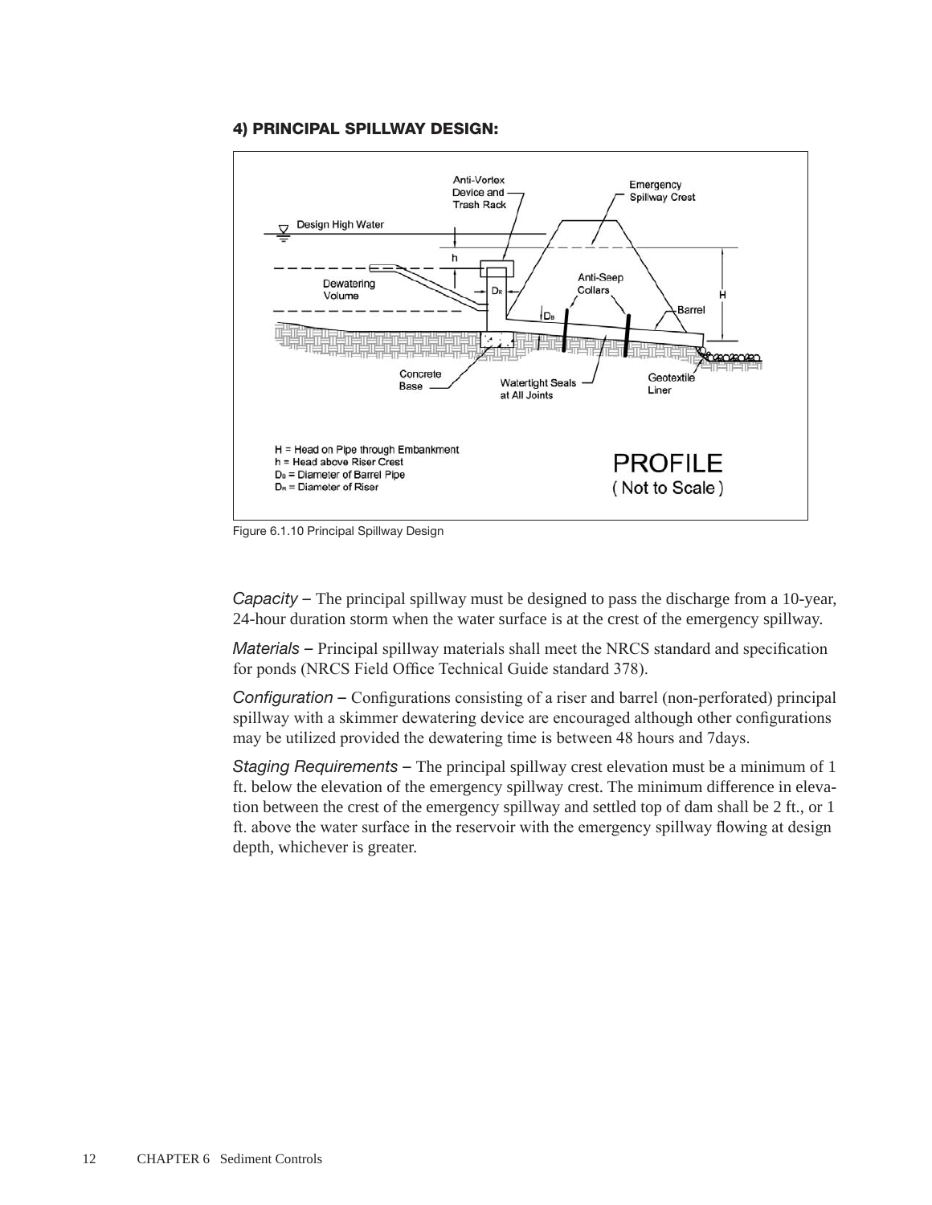### 4) PRINCIPAL SPILLWAY DESIGN:

Figure 6.1.10 Principal Spillway Design

*Capacity* – The principal spillway must be designed to pass the discharge from a 10-year, 24-hour duration storm when the water surface is at the crest of the emergency spillway.

*Materials* – Principal spillway materials shall meet the NRCS standard and specification for ponds (NRCS Field Office Technical Guide standard 378).

*Configuration* – Configurations consisting of a riser and barrel (non-perforated) principal spillway with a skimmer dewatering device are encouraged although other configurations may be utilized provided the dewatering time is between 48 hours and 7days.

*Staging Requirements* – The principal spillway crest elevation must be a minimum of 1 ft. below the elevation of the emergency spillway crest. The minimum difference in elevation between the crest of the emergency spillway and settled top of dam shall be 2 ft., or 1 ft. above the water surface in the reservoir with the emergency spillway flowing at design depth, whichever is greater.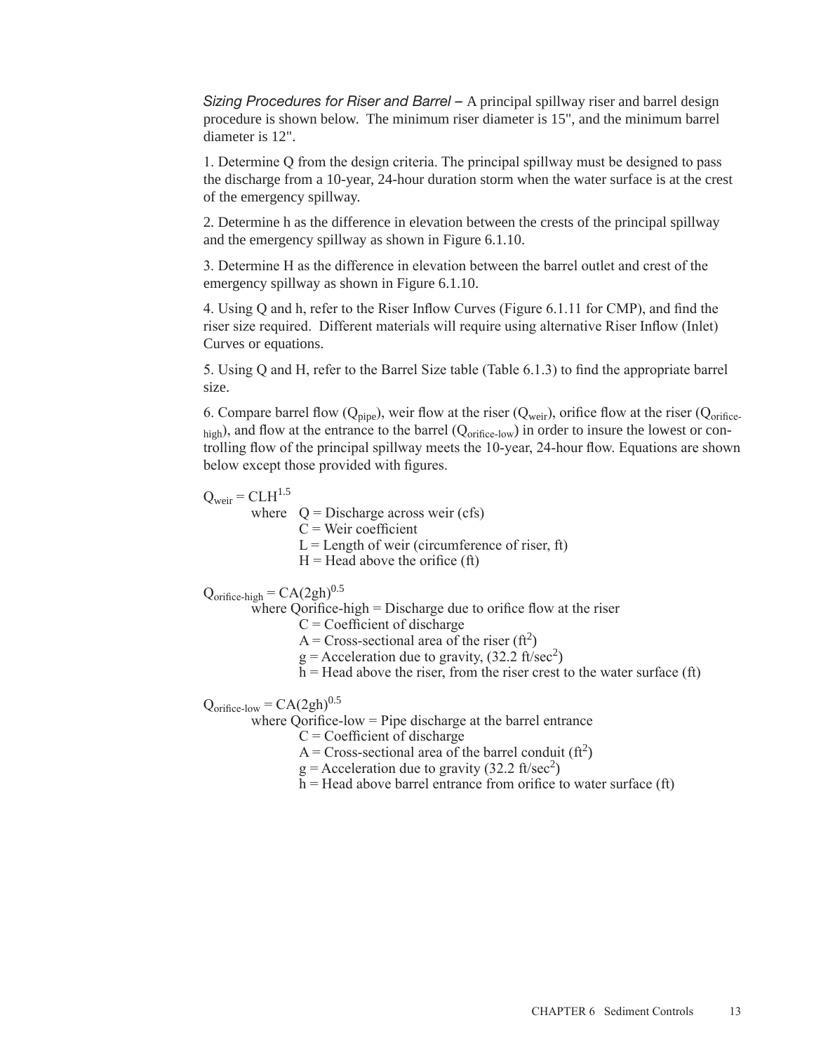*Sizing Procedures for Riser and Barrel –* A principal spillway riser and barrel design procedure is shown below. The minimum riser diameter is 15", and the minimum barrel diameter is 12".

1. Determine Q from the design criteria. The principal spillway must be designed to pass the discharge from a 10-year, 24-hour duration storm when the water surface is at the crest of the emergency spillway.

2. Determine h as the difference in elevation between the crests of the principal spillway and the emergency spillway as shown in Figure 6.1.10.

3. Determine H as the difference in elevation between the barrel outlet and crest of the emergency spillway as shown in Figure 6.1.10.

4. Using Q and h, refer to the Riser Inflow Curves (Figure 6.1.11 for CMP), and find the riser size required. Different materials will require using alternative Riser Inflow (Inlet) Curves or equations.

5. Using Q and H, refer to the Barrel Size table (Table 6.1.3) to find the appropriate barrel size.

6. Compare barrel flow ($Q_{pipe}$), weir flow at the riser ($Q_{weir}$), orifice flow at the riser ($Q_{orifice\text{-}high}$), and flow at the entrance to the barrel ($Q_{orifice\text{-}low}$) in order to insure the lowest or controlling flow of the principal spillway meets the 10-year, 24-hour flow. Equations are shown below except those provided with figures.

$$Q_{weir} = CLH^{1.5}$$

where Q = Discharge across weir (cfs)
C = Weir coefficient
L = Length of weir (circumference of riser, ft)
H = Head above the orifice (ft)

$$Q_{orifice\text{-}high} = CA(2gh)^{0.5}$$

where Qorifice-high = Discharge due to orifice flow at the riser
C = Coefficient of discharge
A = Cross-sectional area of the riser ($ft^2$)
g = Acceleration due to gravity, (32.2 $ft/sec^2$)
h = Head above the riser, from the riser crest to the water surface (ft)

$$Q_{orifice\text{-}low} = CA(2gh)^{0.5}$$

where Qorifice-low = Pipe discharge at the barrel entrance
C = Coefficient of discharge
A = Cross-sectional area of the barrel conduit ($ft^2$)
g = Acceleration due to gravity (32.2 $ft/sec^2$)
h = Head above barrel entrance from orifice to water surface (ft)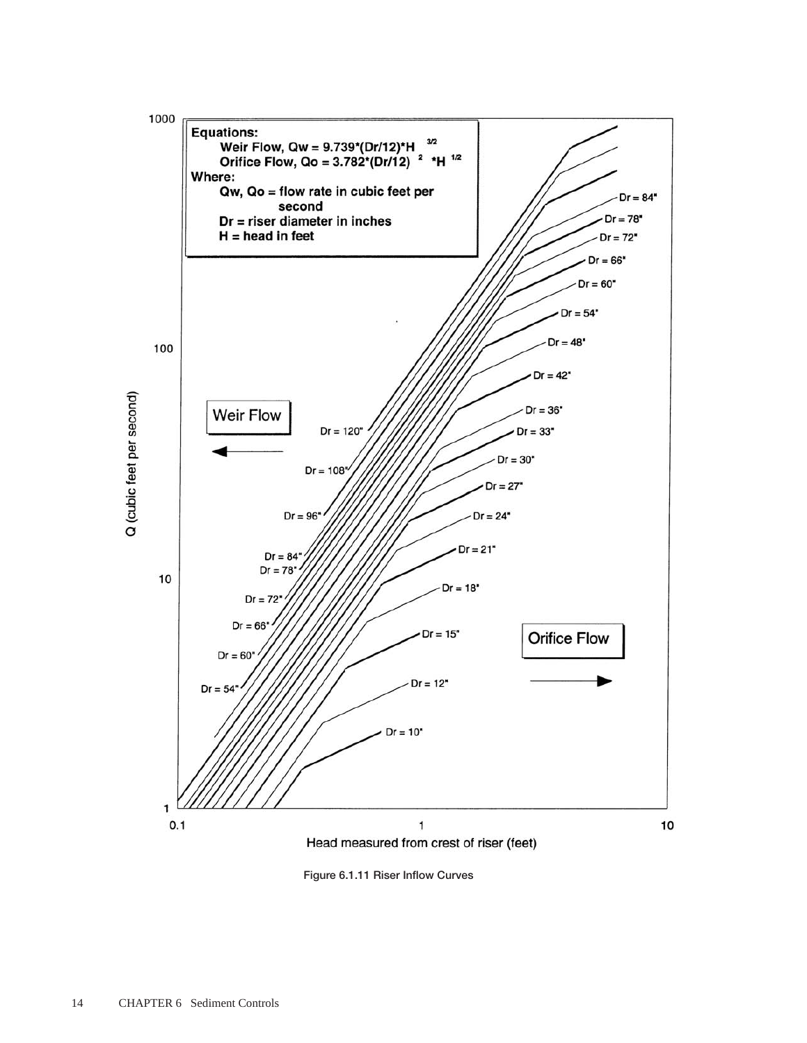**Equations:**

Weir Flow, $Q_w = 9.739 \cdot (D_r/12) \cdot H^{3/2}$

Orifice Flow, $Q_o = 3.782 \cdot (D_r/12)^2 \cdot H^{1/2}$

**Where:**

$Q_w$, $Q_o$ = flow rate in cubic feet per second

$D_r$ = riser diameter in inches

$H$ = head in feet

Figure 6.1.11 Riser Inflow Curves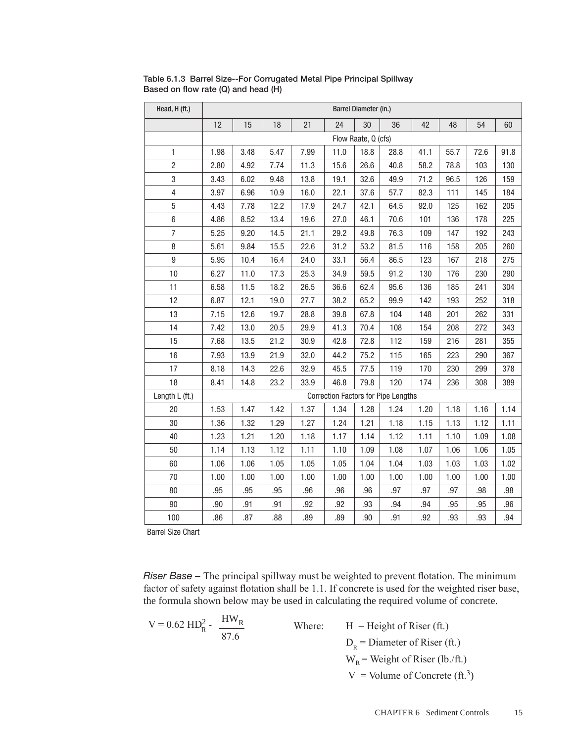**Table 6.1.3 Barrel Size--For Corrugated Metal Pipe Principal Spillway Based on flow rate (Q) and head (H)**

| Head, H (ft.) | Barrel Diameter (in.) | | | | | | | | | | |
|---|---|---|---|---|---|---|---|---|---|---|---|
| | 12 | 15 | 18 | 21 | 24 | 30 | 36 | 42 | 48 | 54 | 60 |
| | Flow Raate, Q (cfs) | | | | | | | | | | |
| 1 | 1.98 | 3.48 | 5.47 | 7.99 | 11.0 | 18.8 | 28.8 | 41.1 | 55.7 | 72.6 | 91.8 |
| 2 | 2.80 | 4.92 | 7.74 | 11.3 | 15.6 | 26.6 | 40.8 | 58.2 | 78.8 | 103 | 130 |
| 3 | 3.43 | 6.02 | 9.48 | 13.8 | 19.1 | 32.6 | 49.9 | 71.2 | 96.5 | 126 | 159 |
| 4 | 3.97 | 6.96 | 10.9 | 16.0 | 22.1 | 37.6 | 57.7 | 82.3 | 111 | 145 | 184 |
| 5 | 4.43 | 7.78 | 12.2 | 17.9 | 24.7 | 42.1 | 64.5 | 92.0 | 125 | 162 | 205 |
| 6 | 4.86 | 8.52 | 13.4 | 19.6 | 27.0 | 46.1 | 70.6 | 101 | 136 | 178 | 225 |
| 7 | 5.25 | 9.20 | 14.5 | 21.1 | 29.2 | 49.8 | 76.3 | 109 | 147 | 192 | 243 |
| 8 | 5.61 | 9.84 | 15.5 | 22.6 | 31.2 | 53.2 | 81.5 | 116 | 158 | 205 | 260 |
| 9 | 5.95 | 10.4 | 16.4 | 24.0 | 33.1 | 56.4 | 86.5 | 123 | 167 | 218 | 275 |
| 10 | 6.27 | 11.0 | 17.3 | 25.3 | 34.9 | 59.5 | 91.2 | 130 | 176 | 230 | 290 |
| 11 | 6.58 | 11.5 | 18.2 | 26.5 | 36.6 | 62.4 | 95.6 | 136 | 185 | 241 | 304 |
| 12 | 6.87 | 12.1 | 19.0 | 27.7 | 38.2 | 65.2 | 99.9 | 142 | 193 | 252 | 318 |
| 13 | 7.15 | 12.6 | 19.7 | 28.8 | 39.8 | 67.8 | 104 | 148 | 201 | 262 | 331 |
| 14 | 7.42 | 13.0 | 20.5 | 29.9 | 41.3 | 70.4 | 108 | 154 | 208 | 272 | 343 |
| 15 | 7.68 | 13.5 | 21.2 | 30.9 | 42.8 | 72.8 | 112 | 159 | 216 | 281 | 355 |
| 16 | 7.93 | 13.9 | 21.9 | 32.0 | 44.2 | 75.2 | 115 | 165 | 223 | 290 | 367 |
| 17 | 8.18 | 14.3 | 22.6 | 32.9 | 45.5 | 77.5 | 119 | 170 | 230 | 299 | 378 |
| 18 | 8.41 | 14.8 | 23.2 | 33.9 | 46.8 | 79.8 | 120 | 174 | 236 | 308 | 389 |
| Length L (ft.) | Correction Factors for Pipe Lengths | | | | | | | | | | |
| 20 | 1.53 | 1.47 | 1.42 | 1.37 | 1.34 | 1.28 | 1.24 | 1.20 | 1.18 | 1.16 | 1.14 |
| 30 | 1.36 | 1.32 | 1.29 | 1.27 | 1.24 | 1.21 | 1.18 | 1.15 | 1.13 | 1.12 | 1.11 |
| 40 | 1.23 | 1.21 | 1.20 | 1.18 | 1.17 | 1.14 | 1.12 | 1.11 | 1.10 | 1.09 | 1.08 |
| 50 | 1.14 | 1.13 | 1.12 | 1.11 | 1.10 | 1.09 | 1.08 | 1.07 | 1.06 | 1.06 | 1.05 |
| 60 | 1.06 | 1.06 | 1.05 | 1.05 | 1.05 | 1.04 | 1.04 | 1.03 | 1.03 | 1.03 | 1.02 |
| 70 | 1.00 | 1.00 | 1.00 | 1.00 | 1.00 | 1.00 | 1.00 | 1.00 | 1.00 | 1.00 | 1.00 |
| 80 | .95 | .95 | .95 | .96 | .96 | .96 | .97 | .97 | .97 | .98 | .98 |
| 90 | .90 | .91 | .91 | .92 | .92 | .93 | .94 | .94 | .95 | .95 | .96 |
| 100 | .86 | .87 | .88 | .89 | .89 | .90 | .91 | .92 | .93 | .93 | .94 |

Barrel Size Chart

*Riser Base* – The principal spillway must be weighted to prevent flotation. The minimum factor of safety against flotation shall be 1.1. If concrete is used for the weighted riser base, the formula shown below may be used in calculating the required volume of concrete.

$$V = 0.62\,HD_R^2 - \frac{HW_R}{87.6}$$

Where:
- $H$ = Height of Riser (ft.)
- $D_R$ = Diameter of Riser (ft.)
- $W_R$ = Weight of Riser (lb./ft.)
- $V$ = Volume of Concrete (ft.$^3$)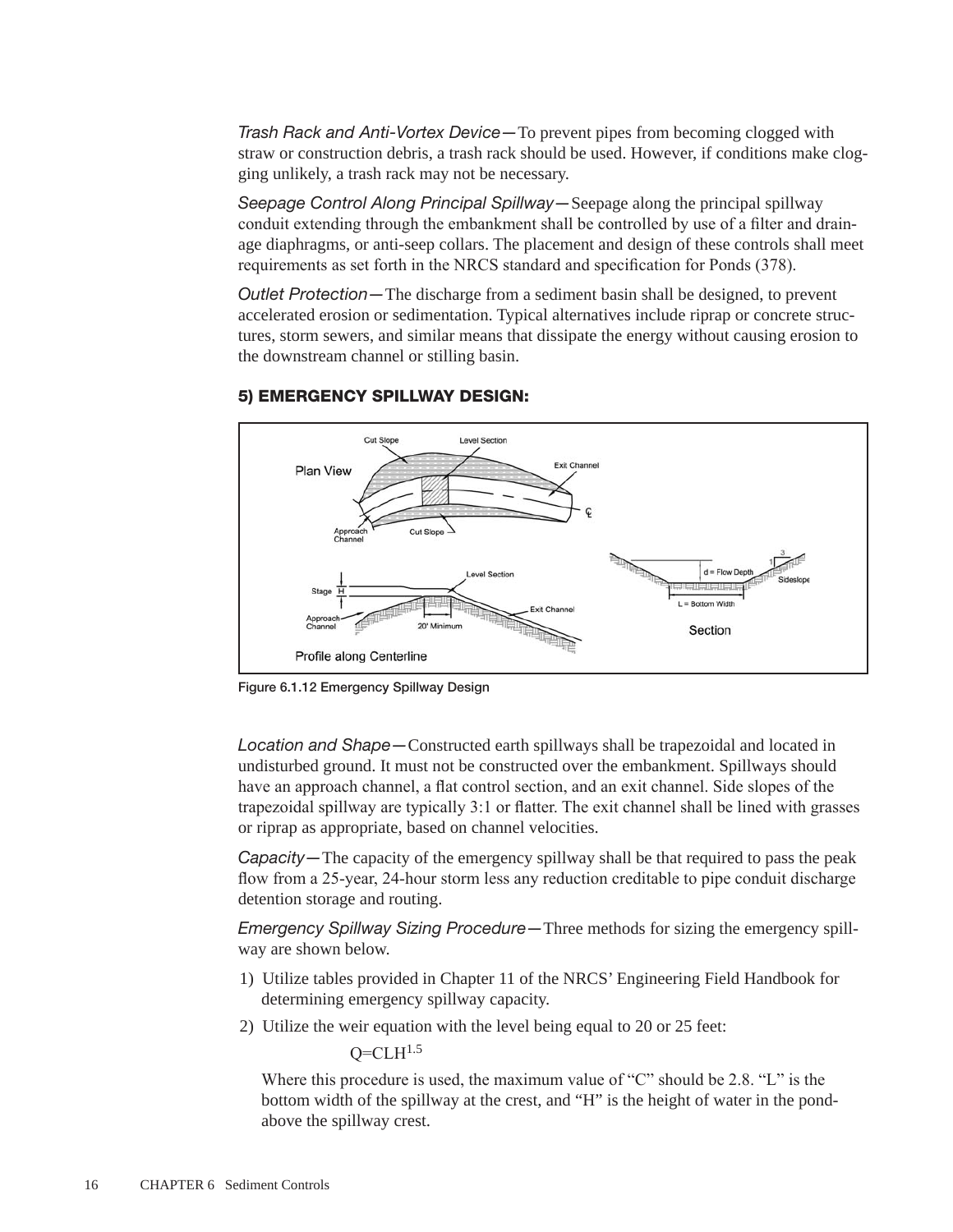*Trash Rack and Anti-Vortex Device*—To prevent pipes from becoming clogged with straw or construction debris, a trash rack should be used. However, if conditions make clogging unlikely, a trash rack may not be necessary.

*Seepage Control Along Principal Spillway*—Seepage along the principal spillway conduit extending through the embankment shall be controlled by use of a filter and drainage diaphragms, or anti-seep collars. The placement and design of these controls shall meet requirements as set forth in the NRCS standard and specification for Ponds (378).

*Outlet Protection*—The discharge from a sediment basin shall be designed, to prevent accelerated erosion or sedimentation. Typical alternatives include riprap or concrete structures, storm sewers, and similar means that dissipate the energy without causing erosion to the downstream channel or stilling basin.

### 5) EMERGENCY SPILLWAY DESIGN:

Figure 6.1.12 Emergency Spillway Design

*Location and Shape*—Constructed earth spillways shall be trapezoidal and located in undisturbed ground. It must not be constructed over the embankment. Spillways should have an approach channel, a flat control section, and an exit channel. Side slopes of the trapezoidal spillway are typically 3:1 or flatter. The exit channel shall be lined with grasses or riprap as appropriate, based on channel velocities.

*Capacity*—The capacity of the emergency spillway shall be that required to pass the peak flow from a 25-year, 24-hour storm less any reduction creditable to pipe conduit discharge detention storage and routing.

*Emergency Spillway Sizing Procedure*—Three methods for sizing the emergency spillway are shown below.

1) Utilize tables provided in Chapter 11 of the NRCS' Engineering Field Handbook for determining emergency spillway capacity.
2) Utilize the weir equation with the level being equal to 20 or 25 feet:

   $$Q=CLH^{1.5}$$

   Where this procedure is used, the maximum value of "C" should be 2.8. "L" is the bottom width of the spillway at the crest, and "H" is the height of water in the pond-above the spillway crest.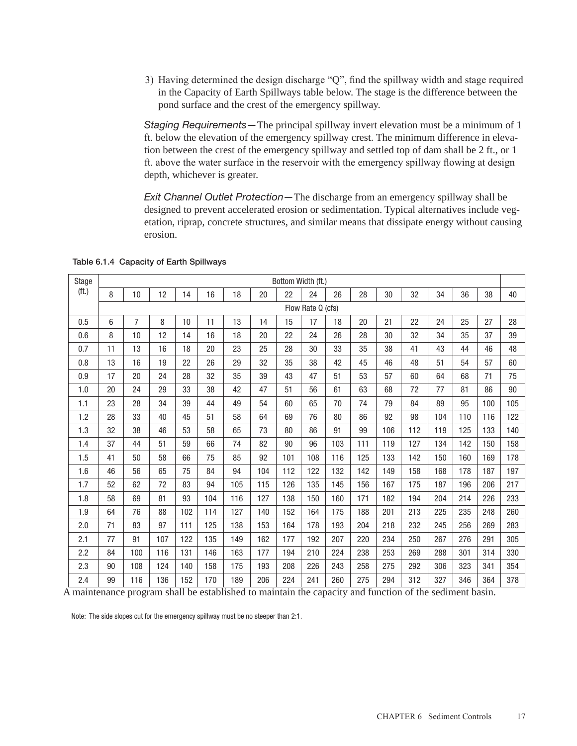3) Having determined the design discharge “Q”, find the spillway width and stage required in the Capacity of Earth Spillways table below. The stage is the difference between the pond surface and the crest of the emergency spillway.

*Staging Requirements*—The principal spillway invert elevation must be a minimum of 1 ft. below the elevation of the emergency spillway crest. The minimum difference in elevation between the crest of the emergency spillway and settled top of dam shall be 2 ft., or 1 ft. above the water surface in the reservoir with the emergency spillway flowing at design depth, whichever is greater.

*Exit Channel Outlet Protection*—The discharge from an emergency spillway shall be designed to prevent accelerated erosion or sedimentation. Typical alternatives include vegetation, riprap, concrete structures, and similar means that dissipate energy without causing erosion.

**Table 6.1.4 Capacity of Earth Spillways**

| Stage (ft.) | Bottom Width (ft.) | | | | | | | | | | | | | | | | |
|---|---|---|---|---|---|---|---|---|---|---|---|---|---|---|---|---|---|
| | 8 | 10 | 12 | 14 | 16 | 18 | 20 | 22 | 24 | 26 | 28 | 30 | 32 | 34 | 36 | 38 | 40 |
| | Flow Rate Q (cfs) | | | | | | | | | | | | | | | | |
| 0.5 | 6 | 7 | 8 | 10 | 11 | 13 | 14 | 15 | 17 | 18 | 20 | 21 | 22 | 24 | 25 | 27 | 28 |
| 0.6 | 8 | 10 | 12 | 14 | 16 | 18 | 20 | 22 | 24 | 26 | 28 | 30 | 32 | 34 | 35 | 37 | 39 |
| 0.7 | 11 | 13 | 16 | 18 | 20 | 23 | 25 | 28 | 30 | 33 | 35 | 38 | 41 | 43 | 44 | 46 | 48 |
| 0.8 | 13 | 16 | 19 | 22 | 26 | 29 | 32 | 35 | 38 | 42 | 45 | 46 | 48 | 51 | 54 | 57 | 60 |
| 0.9 | 17 | 20 | 24 | 28 | 32 | 35 | 39 | 43 | 47 | 51 | 53 | 57 | 60 | 64 | 68 | 71 | 75 |
| 1.0 | 20 | 24 | 29 | 33 | 38 | 42 | 47 | 51 | 56 | 61 | 63 | 68 | 72 | 77 | 81 | 86 | 90 |
| 1.1 | 23 | 28 | 34 | 39 | 44 | 49 | 54 | 60 | 65 | 70 | 74 | 79 | 84 | 89 | 95 | 100 | 105 |
| 1.2 | 28 | 33 | 40 | 45 | 51 | 58 | 64 | 69 | 76 | 80 | 86 | 92 | 98 | 104 | 110 | 116 | 122 |
| 1.3 | 32 | 38 | 46 | 53 | 58 | 65 | 73 | 80 | 86 | 91 | 99 | 106 | 112 | 119 | 125 | 133 | 140 |
| 1.4 | 37 | 44 | 51 | 59 | 66 | 74 | 82 | 90 | 96 | 103 | 111 | 119 | 127 | 134 | 142 | 150 | 158 |
| 1.5 | 41 | 50 | 58 | 66 | 75 | 85 | 92 | 101 | 108 | 116 | 125 | 133 | 142 | 150 | 160 | 169 | 178 |
| 1.6 | 46 | 56 | 65 | 75 | 84 | 94 | 104 | 112 | 122 | 132 | 142 | 149 | 158 | 168 | 178 | 187 | 197 |
| 1.7 | 52 | 62 | 72 | 83 | 94 | 105 | 115 | 126 | 135 | 145 | 156 | 167 | 175 | 187 | 196 | 206 | 217 |
| 1.8 | 58 | 69 | 81 | 93 | 104 | 116 | 127 | 138 | 150 | 160 | 171 | 182 | 194 | 204 | 214 | 226 | 233 |
| 1.9 | 64 | 76 | 88 | 102 | 114 | 127 | 140 | 152 | 164 | 175 | 188 | 201 | 213 | 225 | 235 | 248 | 260 |
| 2.0 | 71 | 83 | 97 | 111 | 125 | 138 | 153 | 164 | 178 | 193 | 204 | 218 | 232 | 245 | 256 | 269 | 283 |
| 2.1 | 77 | 91 | 107 | 122 | 135 | 149 | 162 | 177 | 192 | 207 | 220 | 234 | 250 | 267 | 276 | 291 | 305 |
| 2.2 | 84 | 100 | 116 | 131 | 146 | 163 | 177 | 194 | 210 | 224 | 238 | 253 | 269 | 288 | 301 | 314 | 330 |
| 2.3 | 90 | 108 | 124 | 140 | 158 | 175 | 193 | 208 | 226 | 243 | 258 | 275 | 292 | 306 | 323 | 341 | 354 |
| 2.4 | 99 | 116 | 136 | 152 | 170 | 189 | 206 | 224 | 241 | 260 | 275 | 294 | 312 | 327 | 346 | 364 | 378 |

A maintenance program shall be established to maintain the capacity and function of the sediment basin.

Note: The side slopes cut for the emergency spillway must be no steeper than 2:1.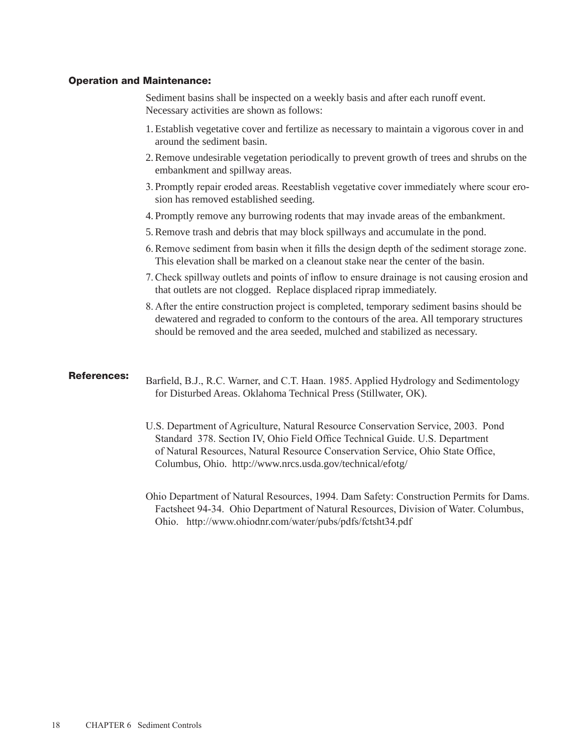### Operation and Maintenance:

Sediment basins shall be inspected on a weekly basis and after each runoff event. Necessary activities are shown as follows:

1. Establish vegetative cover and fertilize as necessary to maintain a vigorous cover in and around the sediment basin.
2. Remove undesirable vegetation periodically to prevent growth of trees and shrubs on the embankment and spillway areas.
3. Promptly repair eroded areas. Reestablish vegetative cover immediately where scour erosion has removed established seeding.
4. Promptly remove any burrowing rodents that may invade areas of the embankment.
5. Remove trash and debris that may block spillways and accumulate in the pond.
6. Remove sediment from basin when it fills the design depth of the sediment storage zone. This elevation shall be marked on a cleanout stake near the center of the basin.
7. Check spillway outlets and points of inflow to ensure drainage is not causing erosion and that outlets are not clogged. Replace displaced riprap immediately.
8. After the entire construction project is completed, temporary sediment basins should be dewatered and regraded to conform to the contours of the area. All temporary structures should be removed and the area seeded, mulched and stabilized as necessary.

### References:

Barfield, B.J., R.C. Warner, and C.T. Haan. 1985. Applied Hydrology and Sedimentology for Disturbed Areas. Oklahoma Technical Press (Stillwater, OK).

U.S. Department of Agriculture, Natural Resource Conservation Service, 2003. Pond Standard 378. Section IV, Ohio Field Office Technical Guide. U.S. Department of Natural Resources, Natural Resource Conservation Service, Ohio State Office, Columbus, Ohio. http://www.nrcs.usda.gov/technical/efotg/

Ohio Department of Natural Resources, 1994. Dam Safety: Construction Permits for Dams. Factsheet 94-34. Ohio Department of Natural Resources, Division of Water. Columbus, Ohio. http://www.ohiodnr.com/water/pubs/pdfs/fctsht34.pdf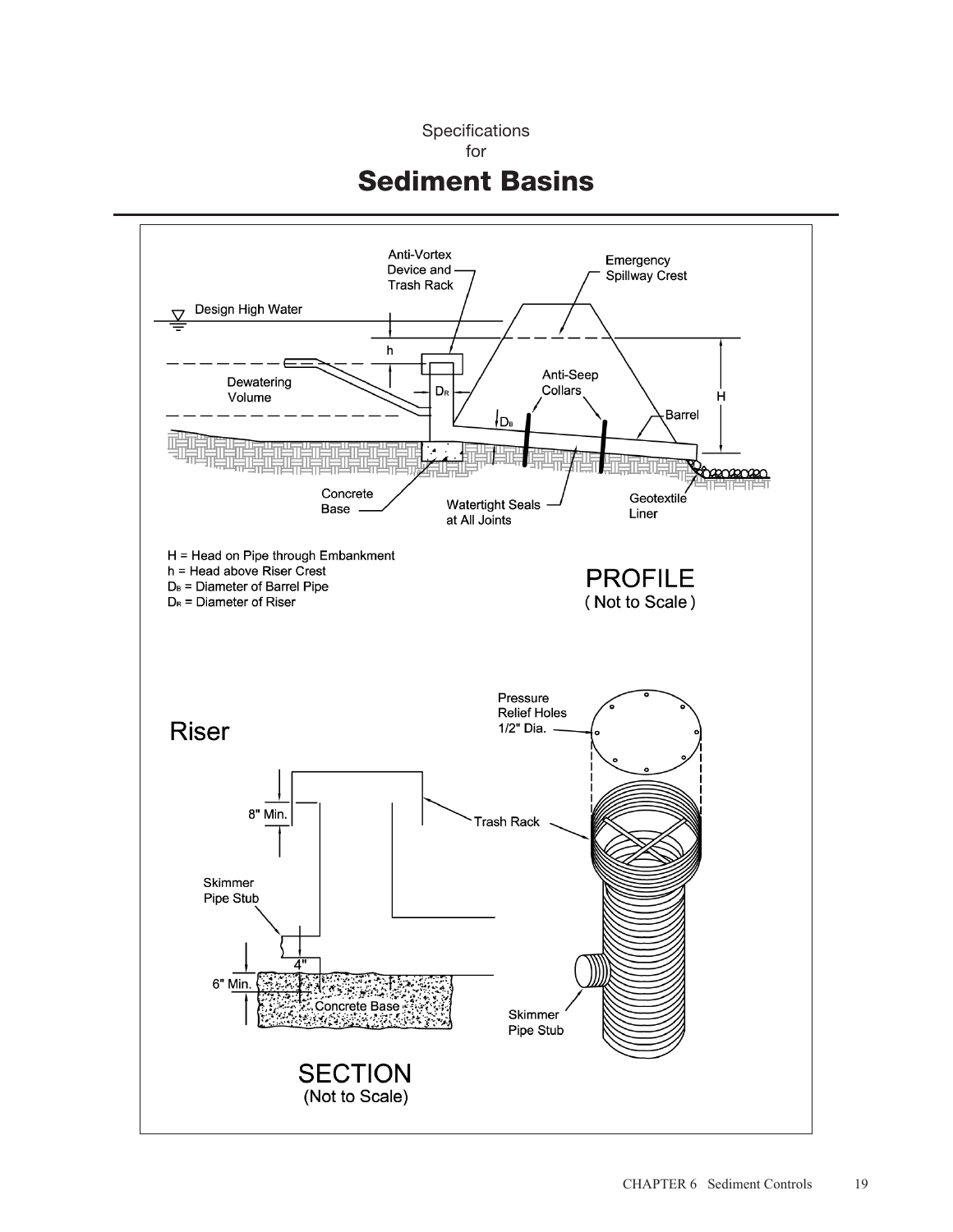Specifications
for

# Sediment Basins

Anti-Vortex Device and Trash Rack

Emergency Spillway Crest

Design High Water

h

H

Dewatering Volume

$D_R$

Anti-Seep Collars

$D_B$

Barrel

Concrete Base

Watertight Seals at All Joints

Geotextile Liner

H = Head on Pipe through Embankment
h = Head above Riser Crest
$D_B$ = Diameter of Barrel Pipe
$D_R$ = Diameter of Riser

**PROFILE**
(Not to Scale)

## Riser

Pressure Relief Holes 1/2" Dia.

8" Min.

Trash Rack

Skimmer Pipe Stub

4"

6" Min.

Concrete Base

Skimmer Pipe Stub

**SECTION**
(Not to Scale)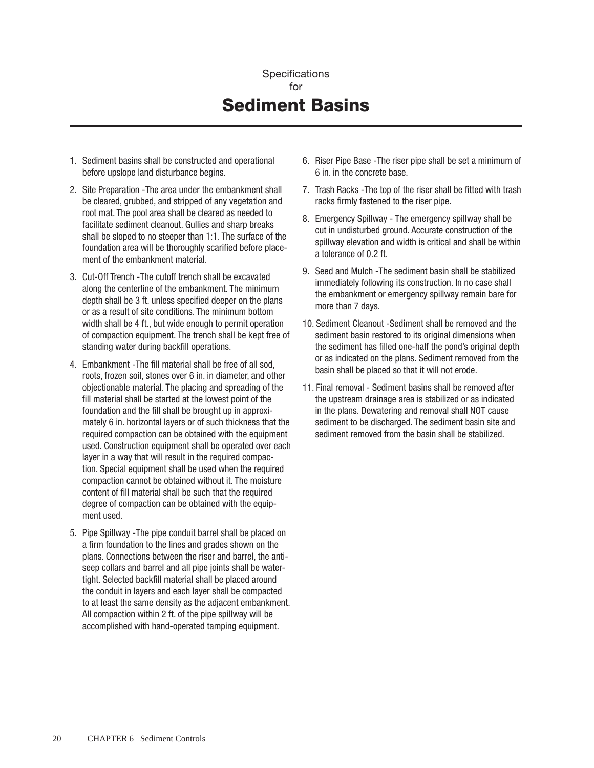Specifications
for

# Sediment Basins

1. Sediment basins shall be constructed and operational before upslope land disturbance begins.
2. Site Preparation -The area under the embankment shall be cleared, grubbed, and stripped of any vegetation and root mat. The pool area shall be cleared as needed to facilitate sediment cleanout. Gullies and sharp breaks shall be sloped to no steeper than 1:1. The surface of the foundation area will be thoroughly scarified before placement of the embankment material.
3. Cut-Off Trench -The cutoff trench shall be excavated along the centerline of the embankment. The minimum depth shall be 3 ft. unless specified deeper on the plans or as a result of site conditions. The minimum bottom width shall be 4 ft., but wide enough to permit operation of compaction equipment. The trench shall be kept free of standing water during backfill operations.
4. Embankment -The fill material shall be free of all sod, roots, frozen soil, stones over 6 in. in diameter, and other objectionable material. The placing and spreading of the fill material shall be started at the lowest point of the foundation and the fill shall be brought up in approximately 6 in. horizontal layers or of such thickness that the required compaction can be obtained with the equipment used. Construction equipment shall be operated over each layer in a way that will result in the required compaction. Special equipment shall be used when the required compaction cannot be obtained without it. The moisture content of fill material shall be such that the required degree of compaction can be obtained with the equipment used.
5. Pipe Spillway -The pipe conduit barrel shall be placed on a firm foundation to the lines and grades shown on the plans. Connections between the riser and barrel, the anti-seep collars and barrel and all pipe joints shall be watertight. Selected backfill material shall be placed around the conduit in layers and each layer shall be compacted to at least the same density as the adjacent embankment. All compaction within 2 ft. of the pipe spillway will be accomplished with hand-operated tamping equipment.
6. Riser Pipe Base -The riser pipe shall be set a minimum of 6 in. in the concrete base.
7. Trash Racks -The top of the riser shall be fitted with trash racks firmly fastened to the riser pipe.
8. Emergency Spillway - The emergency spillway shall be cut in undisturbed ground. Accurate construction of the spillway elevation and width is critical and shall be within a tolerance of 0.2 ft.
9. Seed and Mulch -The sediment basin shall be stabilized immediately following its construction. In no case shall the embankment or emergency spillway remain bare for more than 7 days.
10. Sediment Cleanout -Sediment shall be removed and the sediment basin restored to its original dimensions when the sediment has filled one-half the pond's original depth or as indicated on the plans. Sediment removed from the basin shall be placed so that it will not erode.
11. Final removal - Sediment basins shall be removed after the upstream drainage area is stabilized or as indicated in the plans. Dewatering and removal shall NOT cause sediment to be discharged. The sediment basin site and sediment removed from the basin shall be stabilized.